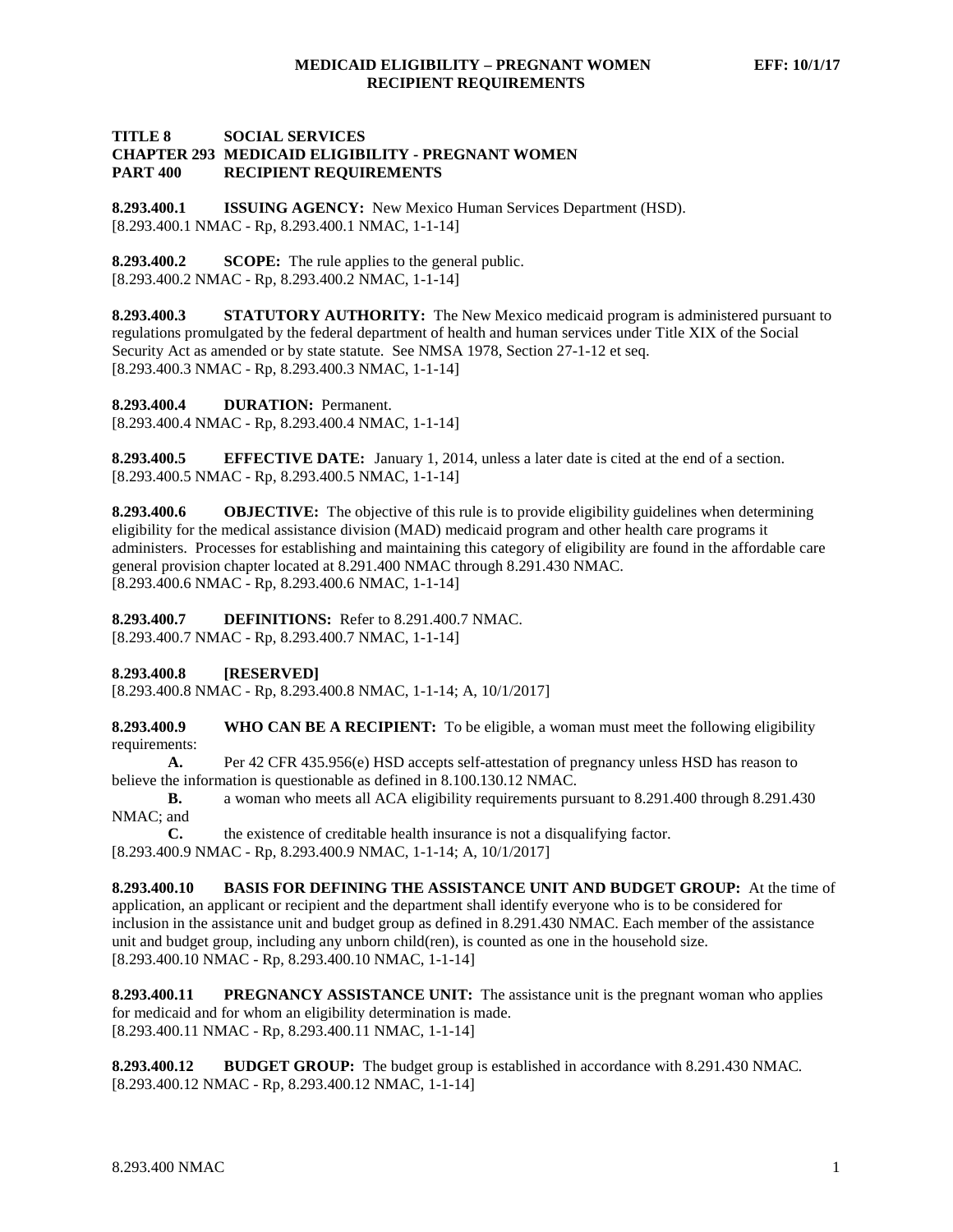**TITLE 8 SOCIAL SERVICES**
**CHAPTER 293 MEDICAID ELIGIBILITY - PREGNANT WOMEN**
**PART 400 RECIPIENT REQUIREMENTS**

**8.293.400.1 ISSUING AGENCY:** New Mexico Human Services Department (HSD).
[8.293.400.1 NMAC - Rp, 8.293.400.1 NMAC, 1-1-14]

**8.293.400.2 SCOPE:** The rule applies to the general public.
[8.293.400.2 NMAC - Rp, 8.293.400.2 NMAC, 1-1-14]

**8.293.400.3 STATUTORY AUTHORITY:** The New Mexico medicaid program is administered pursuant to regulations promulgated by the federal department of health and human services under Title XIX of the Social Security Act as amended or by state statute. See NMSA 1978, Section 27-1-12 et seq.
[8.293.400.3 NMAC - Rp, 8.293.400.3 NMAC, 1-1-14]

**8.293.400.4 DURATION:** Permanent.
[8.293.400.4 NMAC - Rp, 8.293.400.4 NMAC, 1-1-14]

**8.293.400.5 EFFECTIVE DATE:** January 1, 2014, unless a later date is cited at the end of a section.
[8.293.400.5 NMAC - Rp, 8.293.400.5 NMAC, 1-1-14]

**8.293.400.6 OBJECTIVE:** The objective of this rule is to provide eligibility guidelines when determining eligibility for the medical assistance division (MAD) medicaid program and other health care programs it administers. Processes for establishing and maintaining this category of eligibility are found in the affordable care general provision chapter located at 8.291.400 NMAC through 8.291.430 NMAC.
[8.293.400.6 NMAC - Rp, 8.293.400.6 NMAC, 1-1-14]

**8.293.400.7 DEFINITIONS:** Refer to 8.291.400.7 NMAC.
[8.293.400.7 NMAC - Rp, 8.293.400.7 NMAC, 1-1-14]

**8.293.400.8 [RESERVED]**
[8.293.400.8 NMAC - Rp, 8.293.400.8 NMAC, 1-1-14; A, 10/1/2017]

**8.293.400.9 WHO CAN BE A RECIPIENT:** To be eligible, a woman must meet the following eligibility requirements:

**A.** Per 42 CFR 435.956(e) HSD accepts self-attestation of pregnancy unless HSD has reason to believe the information is questionable as defined in 8.100.130.12 NMAC.

**B.** a woman who meets all ACA eligibility requirements pursuant to 8.291.400 through 8.291.430 NMAC; and

**C.** the existence of creditable health insurance is not a disqualifying factor.

[8.293.400.9 NMAC - Rp, 8.293.400.9 NMAC, 1-1-14; A, 10/1/2017]

**8.293.400.10 BASIS FOR DEFINING THE ASSISTANCE UNIT AND BUDGET GROUP:** At the time of application, an applicant or recipient and the department shall identify everyone who is to be considered for inclusion in the assistance unit and budget group as defined in 8.291.430 NMAC. Each member of the assistance unit and budget group, including any unborn child(ren), is counted as one in the household size.
[8.293.400.10 NMAC - Rp, 8.293.400.10 NMAC, 1-1-14]

**8.293.400.11 PREGNANCY ASSISTANCE UNIT:** The assistance unit is the pregnant woman who applies for medicaid and for whom an eligibility determination is made.
[8.293.400.11 NMAC - Rp, 8.293.400.11 NMAC, 1-1-14]

**8.293.400.12 BUDGET GROUP:** The budget group is established in accordance with 8.291.430 NMAC.
[8.293.400.12 NMAC - Rp, 8.293.400.12 NMAC, 1-1-14]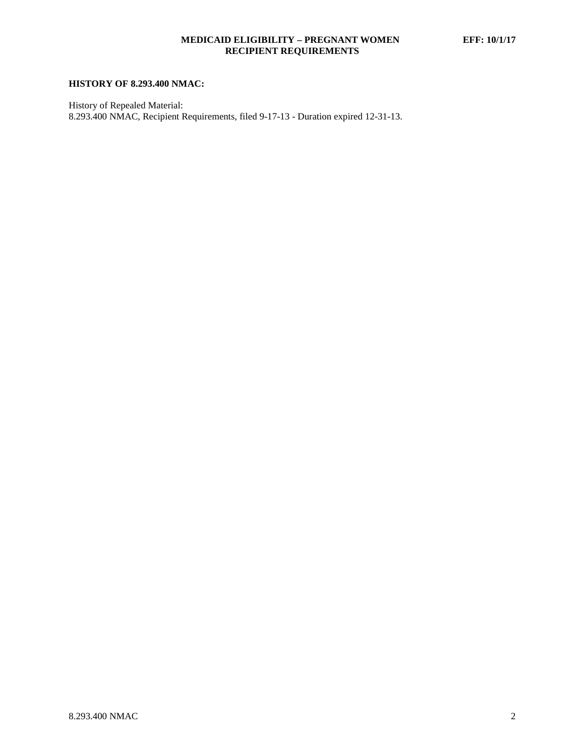**HISTORY OF 8.293.400 NMAC:**

History of Repealed Material:
8.293.400 NMAC, Recipient Requirements, filed 9-17-13 - Duration expired 12-31-13.